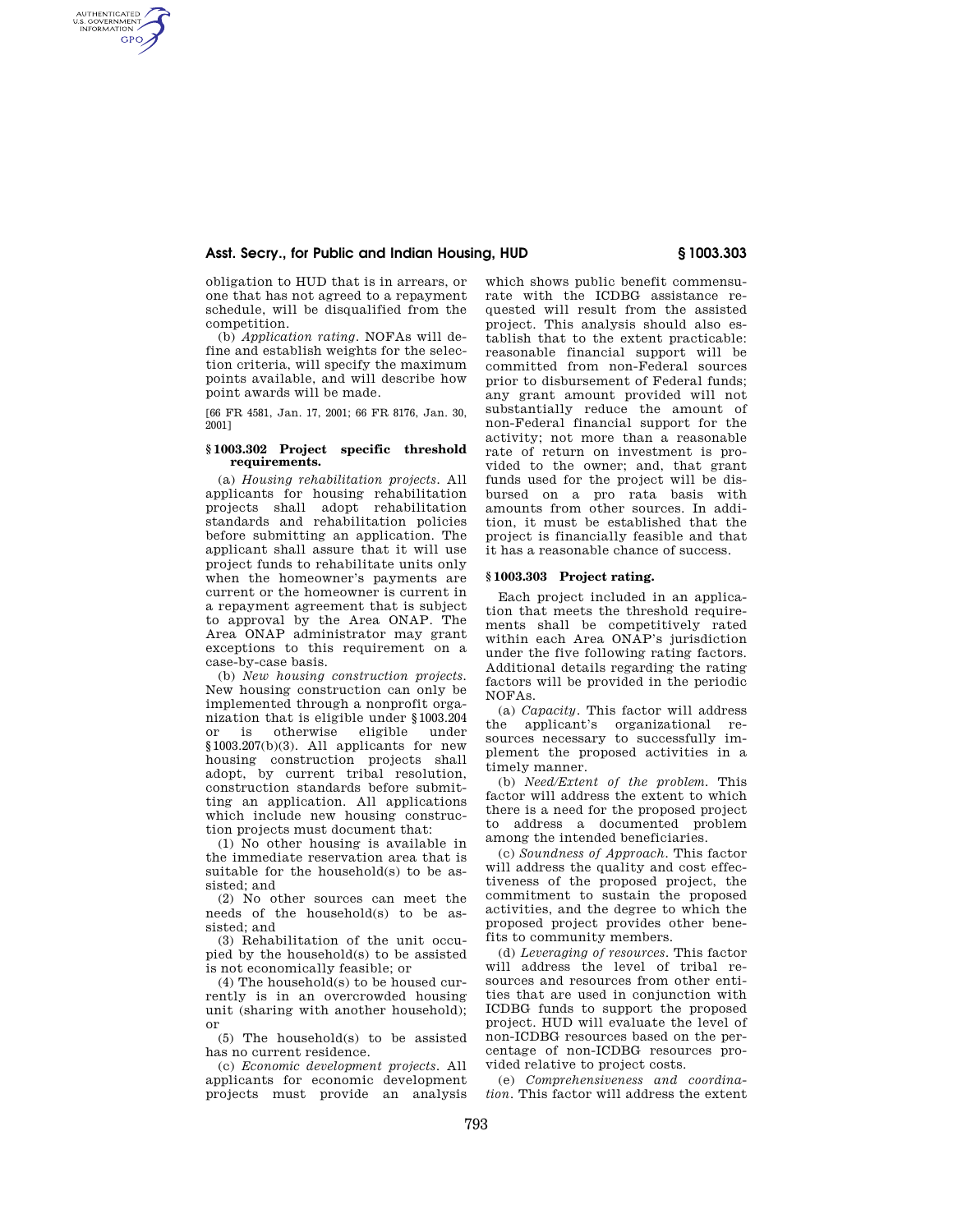obligation to HUD that is in arrears, or one that has not agreed to a repayment schedule, will be disqualified from the competition.

(b) *Application rating.* NOFAs will define and establish weights for the selection criteria, will specify the maximum points available, and will describe how point awards will be made.

[66 FR 4581, Jan. 17, 2001; 66 FR 8176, Jan. 30, 2001]

### § 1003.302 Project specific threshold requirements.

(a) *Housing rehabilitation projects.* All applicants for housing rehabilitation projects shall adopt rehabilitation standards and rehabilitation policies before submitting an application. The applicant shall assure that it will use project funds to rehabilitate units only when the homeowner's payments are current or the homeowner is current in a repayment agreement that is subject to approval by the Area ONAP. The Area ONAP administrator may grant exceptions to this requirement on a case-by-case basis.

(b) *New housing construction projects.* New housing construction can only be implemented through a nonprofit organization that is eligible under §1003.204 or is otherwise eligible under §1003.207(b)(3). All applicants for new housing construction projects shall adopt, by current tribal resolution, construction standards before submitting an application. All applications which include new housing construction projects must document that:

(1) No other housing is available in the immediate reservation area that is suitable for the household(s) to be assisted; and

(2) No other sources can meet the needs of the household(s) to be assisted; and

(3) Rehabilitation of the unit occupied by the household(s) to be assisted is not economically feasible; or

(4) The household(s) to be housed currently is in an overcrowded housing unit (sharing with another household); or

(5) The household(s) to be assisted has no current residence.

(c) *Economic development projects.* All applicants for economic development projects must provide an analysis which shows public benefit commensurate with the ICDBG assistance requested will result from the assisted project. This analysis should also establish that to the extent practicable: reasonable financial support will be committed from non-Federal sources prior to disbursement of Federal funds; any grant amount provided will not substantially reduce the amount of non-Federal financial support for the activity; not more than a reasonable rate of return on investment is provided to the owner; and, that grant funds used for the project will be disbursed on a pro rata basis with amounts from other sources. In addition, it must be established that the project is financially feasible and that it has a reasonable chance of success.

### § 1003.303 Project rating.

Each project included in an application that meets the threshold requirements shall be competitively rated within each Area ONAP's jurisdiction under the five following rating factors. Additional details regarding the rating factors will be provided in the periodic NOFAs.

(a) *Capacity.* This factor will address the applicant's organizational resources necessary to successfully implement the proposed activities in a timely manner.

(b) *Need/Extent of the problem.* This factor will address the extent to which there is a need for the proposed project to address a documented problem among the intended beneficiaries.

(c) *Soundness of Approach.* This factor will address the quality and cost effectiveness of the proposed project, the commitment to sustain the proposed activities, and the degree to which the proposed project provides other benefits to community members.

(d) *Leveraging of resources.* This factor will address the level of tribal resources and resources from other entities that are used in conjunction with ICDBG funds to support the proposed project. HUD will evaluate the level of non-ICDBG resources based on the percentage of non-ICDBG resources provided relative to project costs.

(e) *Comprehensiveness and coordination.* This factor will address the extent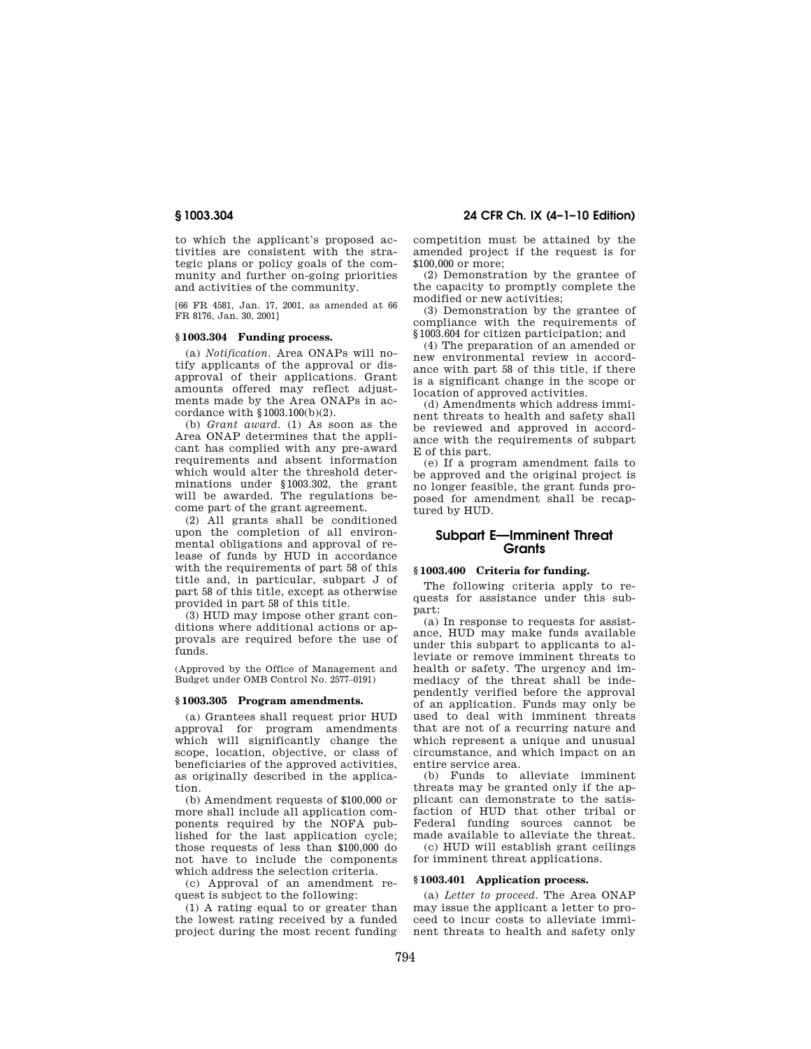to which the applicant's proposed activities are consistent with the strategic plans or policy goals of the community and further on-going priorities and activities of the community.

[66 FR 4581, Jan. 17, 2001, as amended at 66 FR 8176, Jan. 30, 2001]

### § 1003.304 Funding process.

(a) *Notification.* Area ONAPs will notify applicants of the approval or disapproval of their applications. Grant amounts offered may reflect adjustments made by the Area ONAPs in accordance with § 1003.100(b)(2).

(b) *Grant award.* (1) As soon as the Area ONAP determines that the applicant has complied with any pre-award requirements and absent information which would alter the threshold determinations under § 1003.302, the grant will be awarded. The regulations become part of the grant agreement.

(2) All grants shall be conditioned upon the completion of all environmental obligations and approval of release of funds by HUD in accordance with the requirements of part 58 of this title and, in particular, subpart J of part 58 of this title, except as otherwise provided in part 58 of this title.

(3) HUD may impose other grant conditions where additional actions or approvals are required before the use of funds.

(Approved by the Office of Management and Budget under OMB Control No. 2577–0191)

### § 1003.305 Program amendments.

(a) Grantees shall request prior HUD approval for program amendments which will significantly change the scope, location, objective, or class of beneficiaries of the approved activities, as originally described in the application.

(b) Amendment requests of $100,000 or more shall include all application components required by the NOFA published for the last application cycle; those requests of less than $100,000 do not have to include the components which address the selection criteria.

(c) Approval of an amendment request is subject to the following:

(1) A rating equal to or greater than the lowest rating received by a funded project during the most recent funding competition must be attained by the amended project if the request is for $100,000 or more;

(2) Demonstration by the grantee of the capacity to promptly complete the modified or new activities;

(3) Demonstration by the grantee of compliance with the requirements of § 1003.604 for citizen participation; and

(4) The preparation of an amended or new environmental review in accordance with part 58 of this title, if there is a significant change in the scope or location of approved activities.

(d) Amendments which address imminent threats to health and safety shall be reviewed and approved in accordance with the requirements of subpart E of this part.

(e) If a program amendment fails to be approved and the original project is no longer feasible, the grant funds proposed for amendment shall be recaptured by HUD.

## Subpart E—Imminent Threat Grants

### § 1003.400 Criteria for funding.

The following criteria apply to requests for assistance under this subpart:

(a) In response to requests for assistance, HUD may make funds available under this subpart to applicants to alleviate or remove imminent threats to health or safety. The urgency and immediacy of the threat shall be independently verified before the approval of an application. Funds may only be used to deal with imminent threats that are not of a recurring nature and which represent a unique and unusual circumstance, and which impact on an entire service area.

(b) Funds to alleviate imminent threats may be granted only if the applicant can demonstrate to the satisfaction of HUD that other tribal or Federal funding sources cannot be made available to alleviate the threat.

(c) HUD will establish grant ceilings for imminent threat applications.

### § 1003.401 Application process.

(a) *Letter to proceed.* The Area ONAP may issue the applicant a letter to proceed to incur costs to alleviate imminent threats to health and safety only